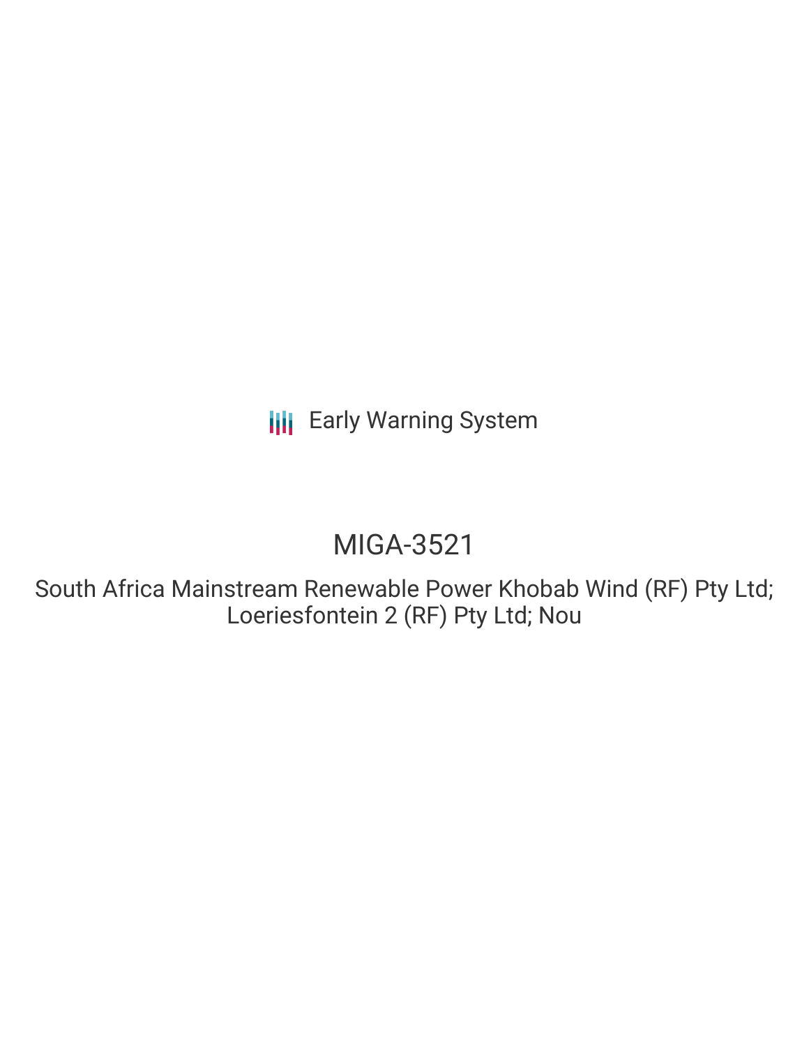Early Warning System

# MIGA-3521

South Africa Mainstream Renewable Power Khobab Wind (RF) Pty Ltd; Loeriesfontein 2 (RF) Pty Ltd; Nou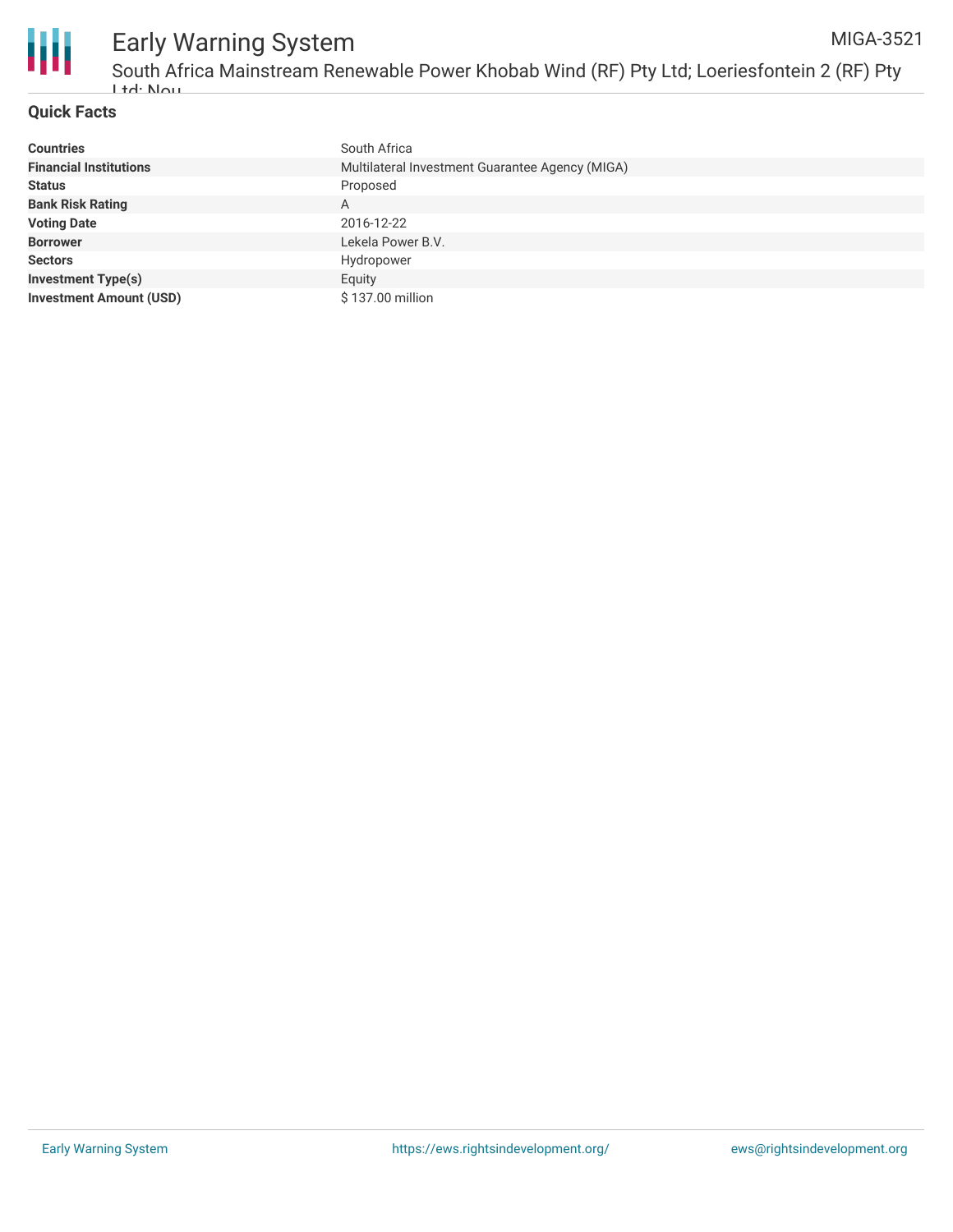## Quick Facts

| | |
|---|---|
| **Countries** | South Africa |
| **Financial Institutions** | Multilateral Investment Guarantee Agency (MIGA) |
| **Status** | Proposed |
| **Bank Risk Rating** | A |
| **Voting Date** | 2016-12-22 |
| **Borrower** | Lekela Power B.V. |
| **Sectors** | Hydropower |
| **Investment Type(s)** | Equity |
| **Investment Amount (USD)** | $ 137.00 million |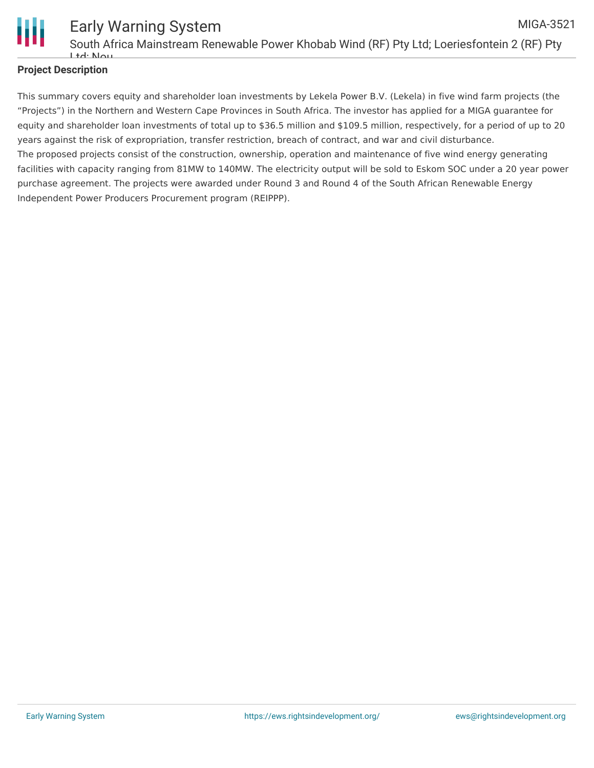**Project Description**

This summary covers equity and shareholder loan investments by Lekela Power B.V. (Lekela) in five wind farm projects (the “Projects”) in the Northern and Western Cape Provinces in South Africa. The investor has applied for a MIGA guarantee for equity and shareholder loan investments of total up to $36.5 million and $109.5 million, respectively, for a period of up to 20 years against the risk of expropriation, transfer restriction, breach of contract, and war and civil disturbance.
The proposed projects consist of the construction, ownership, operation and maintenance of five wind energy generating facilities with capacity ranging from 81MW to 140MW. The electricity output will be sold to Eskom SOC under a 20 year power purchase agreement. The projects were awarded under Round 3 and Round 4 of the South African Renewable Energy Independent Power Producers Procurement program (REIPPP).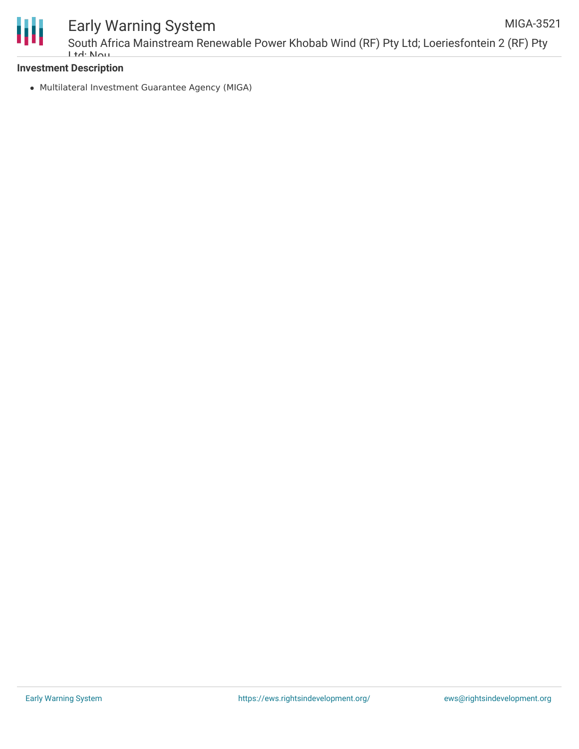### Investment Description

- Multilateral Investment Guarantee Agency (MIGA)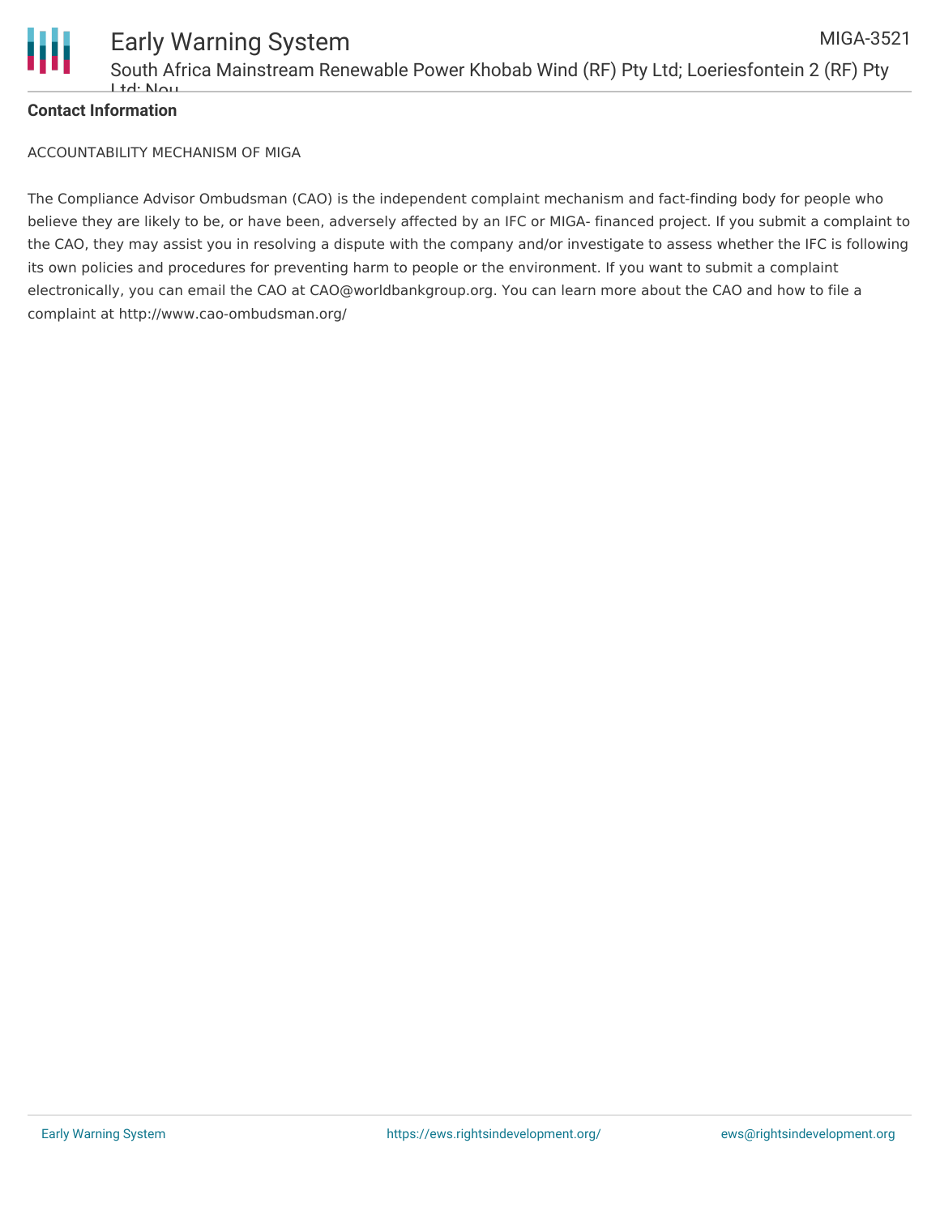**Contact Information**

ACCOUNTABILITY MECHANISM OF MIGA

The Compliance Advisor Ombudsman (CAO) is the independent complaint mechanism and fact-finding body for people who believe they are likely to be, or have been, adversely affected by an IFC or MIGA- financed project. If you submit a complaint to the CAO, they may assist you in resolving a dispute with the company and/or investigate to assess whether the IFC is following its own policies and procedures for preventing harm to people or the environment. If you want to submit a complaint electronically, you can email the CAO at CAO@worldbankgroup.org. You can learn more about the CAO and how to file a complaint at http://www.cao-ombudsman.org/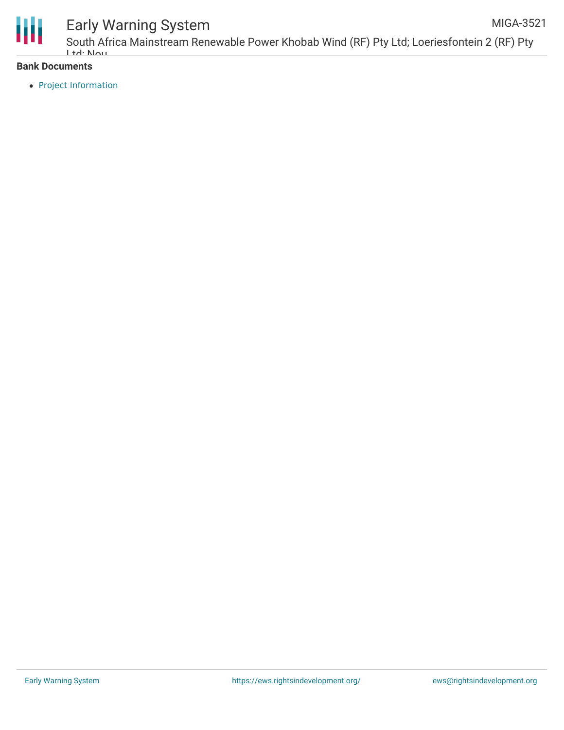**Bank Documents**

- Project Information